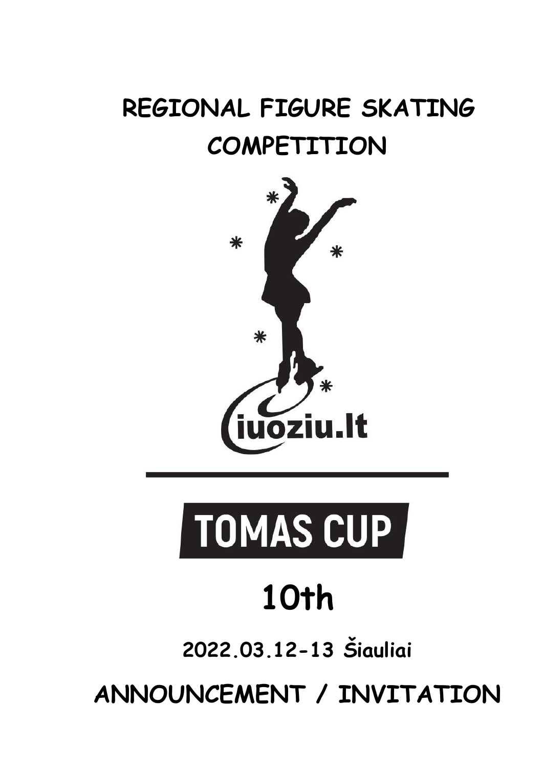# REGIONAL FIGURE SKATING COMPETITION

iuoziu.lt

# TOMAS CUP

## 10th

**2022.03.12-13 Šiauliai**

# ANNOUNCEMENT / INVITATION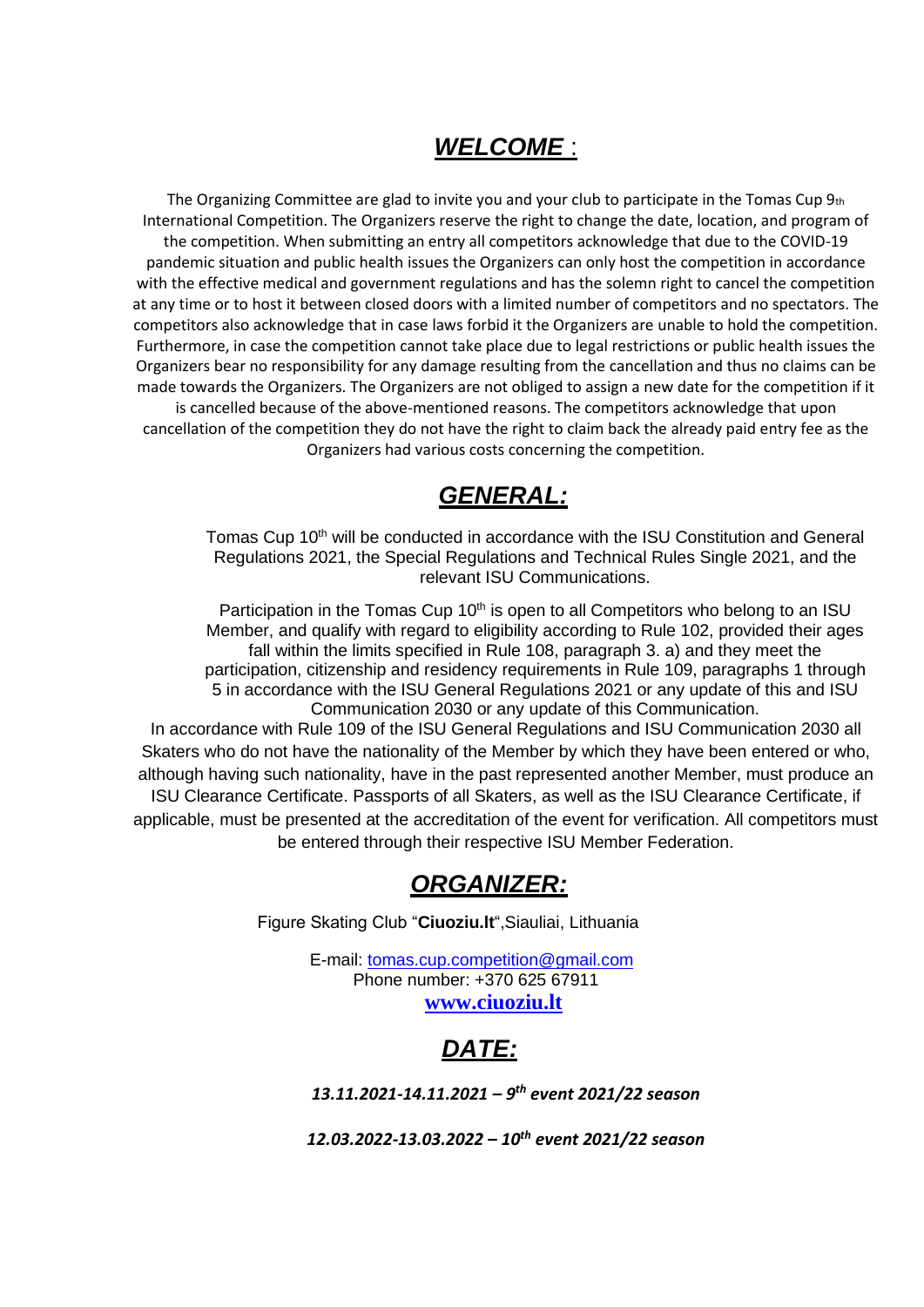## *WELCOME* :

The Organizing Committee are glad to invite you and your club to participate in the Tomas Cup 9th International Competition. The Organizers reserve the right to change the date, location, and program of the competition. When submitting an entry all competitors acknowledge that due to the COVID-19 pandemic situation and public health issues the Organizers can only host the competition in accordance with the effective medical and government regulations and has the solemn right to cancel the competition at any time or to host it between closed doors with a limited number of competitors and no spectators. The competitors also acknowledge that in case laws forbid it the Organizers are unable to hold the competition. Furthermore, in case the competition cannot take place due to legal restrictions or public health issues the Organizers bear no responsibility for any damage resulting from the cancellation and thus no claims can be made towards the Organizers. The Organizers are not obliged to assign a new date for the competition if it is cancelled because of the above-mentioned reasons. The competitors acknowledge that upon cancellation of the competition they do not have the right to claim back the already paid entry fee as the Organizers had various costs concerning the competition.

## *GENERAL:*

Tomas Cup 10th will be conducted in accordance with the ISU Constitution and General Regulations 2021, the Special Regulations and Technical Rules Single 2021, and the relevant ISU Communications.

Participation in the Tomas Cup 10th is open to all Competitors who belong to an ISU Member, and qualify with regard to eligibility according to Rule 102, provided their ages fall within the limits specified in Rule 108, paragraph 3. a) and they meet the participation, citizenship and residency requirements in Rule 109, paragraphs 1 through 5 in accordance with the ISU General Regulations 2021 or any update of this and ISU Communication 2030 or any update of this Communication.

In accordance with Rule 109 of the ISU General Regulations and ISU Communication 2030 all Skaters who do not have the nationality of the Member by which they have been entered or who, although having such nationality, have in the past represented another Member, must produce an ISU Clearance Certificate. Passports of all Skaters, as well as the ISU Clearance Certificate, if applicable, must be presented at the accreditation of the event for verification. All competitors must be entered through their respective ISU Member Federation.

## *ORGANIZER:*

Figure Skating Club "**Ciuoziu.lt**",Siauliai, Lithuania

E-mail: tomas.cup.competition@gmail.com
Phone number: +370 625 67911
**www.ciuoziu.lt**

## *DATE:*

***13.11.2021-14.11.2021 – 9th event 2021/22 season***

***12.03.2022-13.03.2022 – 10th event 2021/22 season***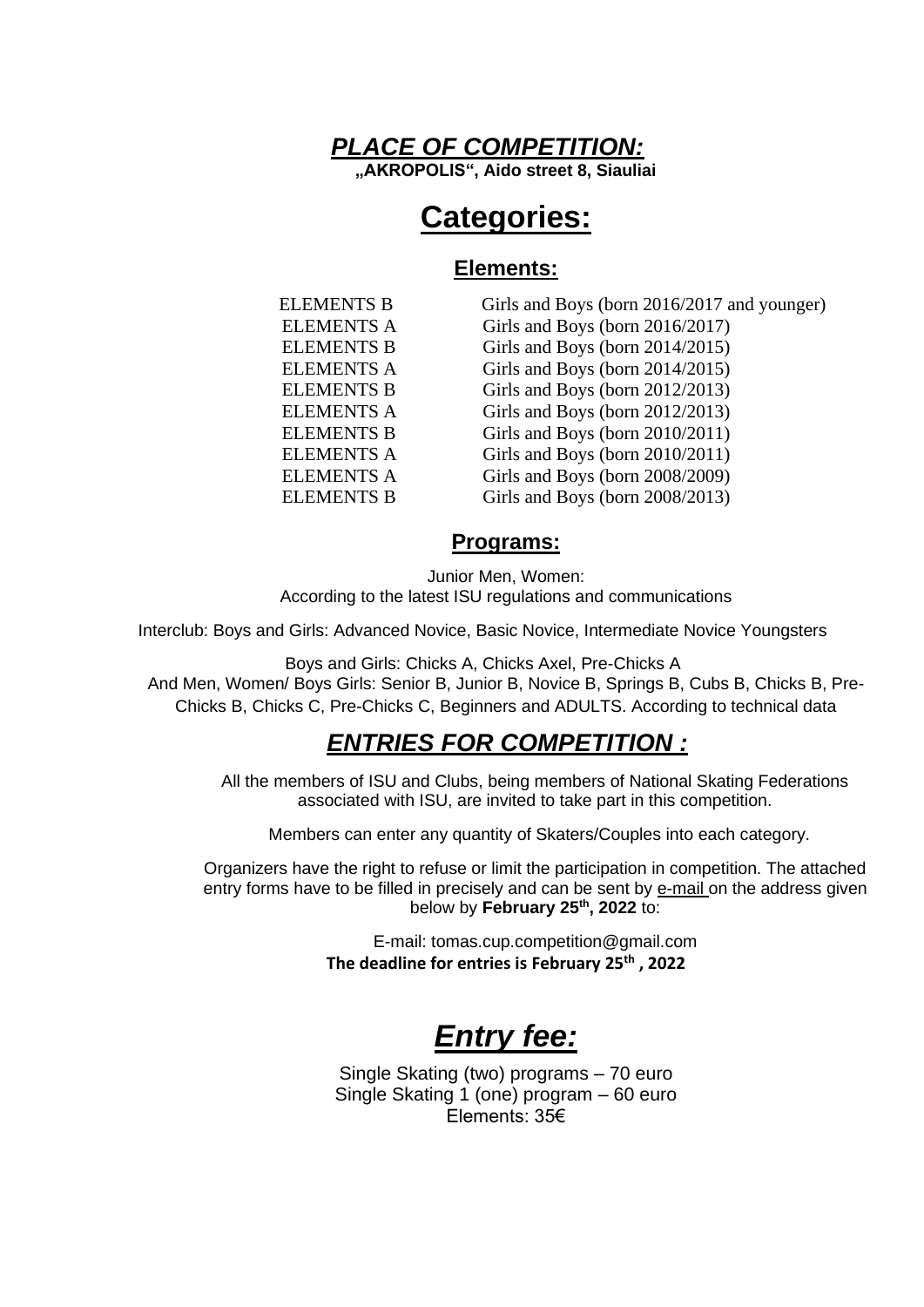## ***PLACE OF COMPETITION:***

**„AKROPOLIS", Aido street 8, Siauliai**

# Categories:

## Elements:

| | |
|---|---|
| ELEMENTS B | Girls and Boys (born 2016/2017 and younger) |
| ELEMENTS A | Girls and Boys (born 2016/2017) |
| ELEMENTS B | Girls and Boys (born 2014/2015) |
| ELEMENTS A | Girls and Boys (born 2014/2015) |
| ELEMENTS B | Girls and Boys (born 2012/2013) |
| ELEMENTS A | Girls and Boys (born 2012/2013) |
| ELEMENTS B | Girls and Boys (born 2010/2011) |
| ELEMENTS A | Girls and Boys (born 2010/2011) |
| ELEMENTS A | Girls and Boys (born 2008/2009) |
| ELEMENTS B | Girls and Boys (born 2008/2013) |

## Programs:

Junior Men, Women:
According to the latest ISU regulations and communications

Interclub: Boys and Girls: Advanced Novice, Basic Novice, Intermediate Novice Youngsters

Boys and Girls: Chicks A, Chicks Axel, Pre-Chicks A
And Men, Women/ Boys Girls: Senior B, Junior B, Novice B, Springs B, Cubs B, Chicks B, Pre-Chicks B, Chicks C, Pre-Chicks C, Beginners and ADULTS. According to technical data

## ***ENTRIES FOR COMPETITION :***

All the members of ISU and Clubs, being members of National Skating Federations associated with ISU, are invited to take part in this competition.

Members can enter any quantity of Skaters/Couples into each category.

Organizers have the right to refuse or limit the participation in competition. The attached entry forms have to be filled in precisely and can be sent by e-mail on the address given below by **February 25th, 2022** to:

E-mail: tomas.cup.competition@gmail.com
**The deadline for entries is February 25th , 2022**

# ***Entry fee:***

Single Skating (two) programs – 70 euro
Single Skating 1 (one) program – 60 euro
Elements: 35€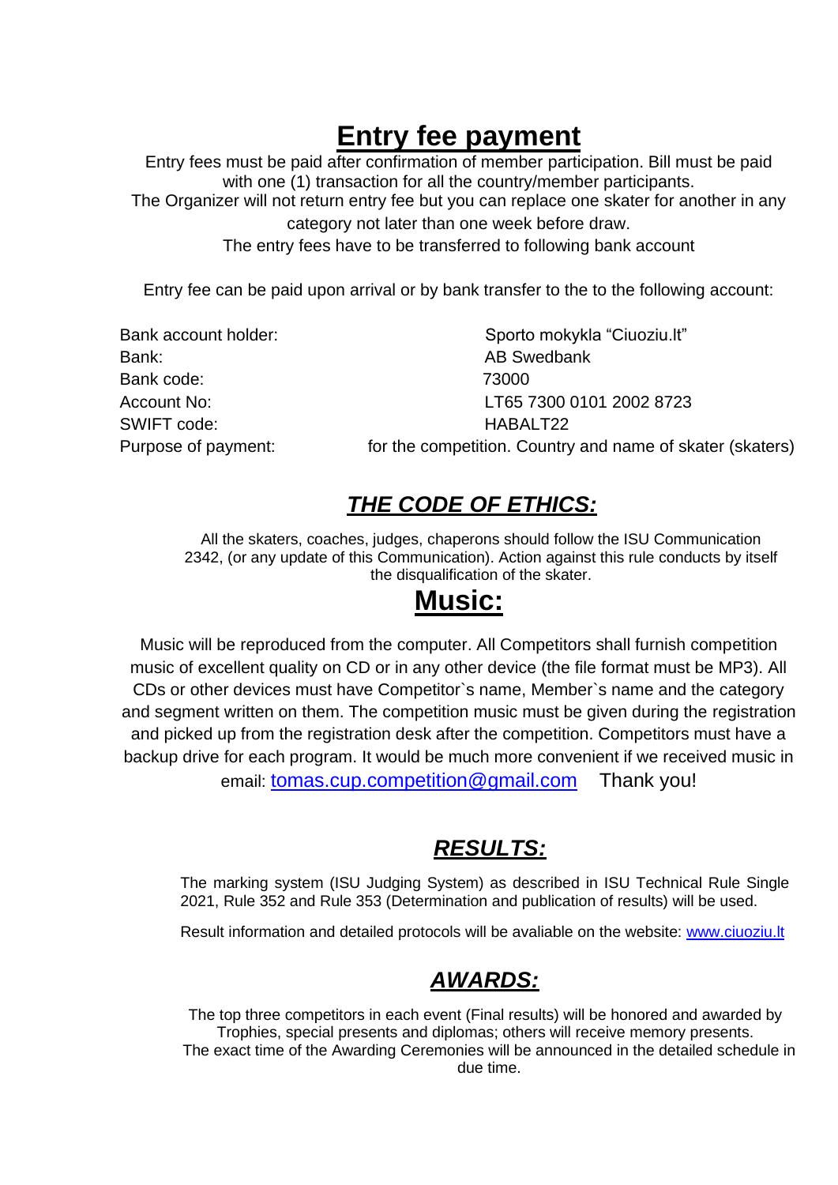# Entry fee payment

Entry fees must be paid after confirmation of member participation. Bill must be paid with one (1) transaction for all the country/member participants.
The Organizer will not return entry fee but you can replace one skater for another in any category not later than one week before draw.
The entry fees have to be transferred to following bank account

Entry fee can be paid upon arrival or by bank transfer to the to the following account:

| | |
|---|---|
| Bank account holder: | Sporto mokykla "Ciuoziu.lt" |
| Bank: | AB Swedbank |
| Bank code: | 73000 |
| Account No: | LT65 7300 0101 2002 8723 |
| SWIFT code: | HABALT22 |
| Purpose of payment: | for the competition. Country and name of skater (skaters) |

## ***THE CODE OF ETHICS:***

All the skaters, coaches, judges, chaperons should follow the ISU Communication 2342, (or any update of this Communication). Action against this rule conducts by itself the disqualification of the skater.

# Music:

Music will be reproduced from the computer. All Competitors shall furnish competition music of excellent quality on CD or in any other device (the file format must be MP3). All CDs or other devices must have Competitor`s name, Member`s name and the category and segment written on them. The competition music must be given during the registration and picked up from the registration desk after the competition. Competitors must have a backup drive for each program. It would be much more convenient if we received music in email: tomas.cup.competition@gmail.com Thank you!

## ***RESULTS:***

The marking system (ISU Judging System) as described in ISU Technical Rule Single 2021, Rule 352 and Rule 353 (Determination and publication of results) will be used.

Result information and detailed protocols will be avaliable on the website: www.ciuoziu.lt

## ***AWARDS:***

The top three competitors in each event (Final results) will be honored and awarded by Trophies, special presents and diplomas; others will receive memory presents.
The exact time of the Awarding Ceremonies will be announced in the detailed schedule in due time.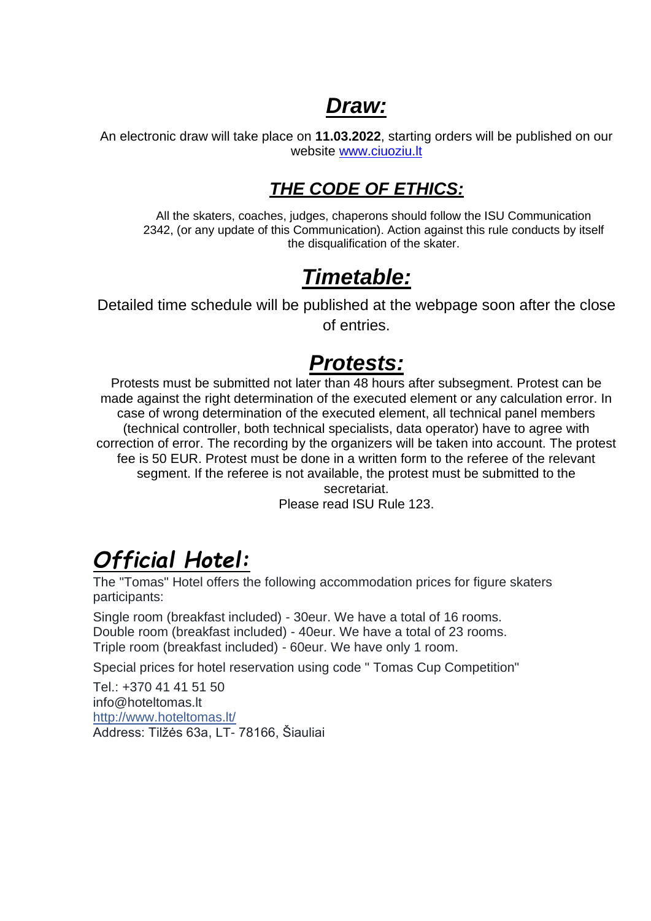## ***Draw:***

An electronic draw will take place on **11.03.2022**, starting orders will be published on our website [www.ciuoziu.lt](http://www.ciuoziu.lt)

## ***THE CODE OF ETHICS:***

All the skaters, coaches, judges, chaperons should follow the ISU Communication 2342, (or any update of this Communication). Action against this rule conducts by itself the disqualification of the skater.

## ***Timetable:***

Detailed time schedule will be published at the webpage soon after the close of entries.

## ***Protests:***

Protests must be submitted not later than 48 hours after subsegment. Protest can be made against the right determination of the executed element or any calculation error. In case of wrong determination of the executed element, all technical panel members (technical controller, both technical specialists, data operator) have to agree with correction of error. The recording by the organizers will be taken into account. The protest fee is 50 EUR. Protest must be done in a written form to the referee of the relevant segment. If the referee is not available, the protest must be submitted to the secretariat.
Please read ISU Rule 123.

## ***Official Hotel:***

The "Tomas" Hotel offers the following accommodation prices for figure skaters participants:

Single room (breakfast included) - 30eur. We have a total of 16 rooms.
Double room (breakfast included) - 40eur. We have a total of 23 rooms.
Triple room (breakfast included) - 60eur. We have only 1 room.

Special prices for hotel reservation using code " Tomas Cup Competition"

Tel.: +370 41 41 51 50
info@hoteltomas.lt
[http://www.hoteltomas.lt/](http://www.hoteltomas.lt/)
Address: Tilžės 63a, LT- 78166, Šiauliai